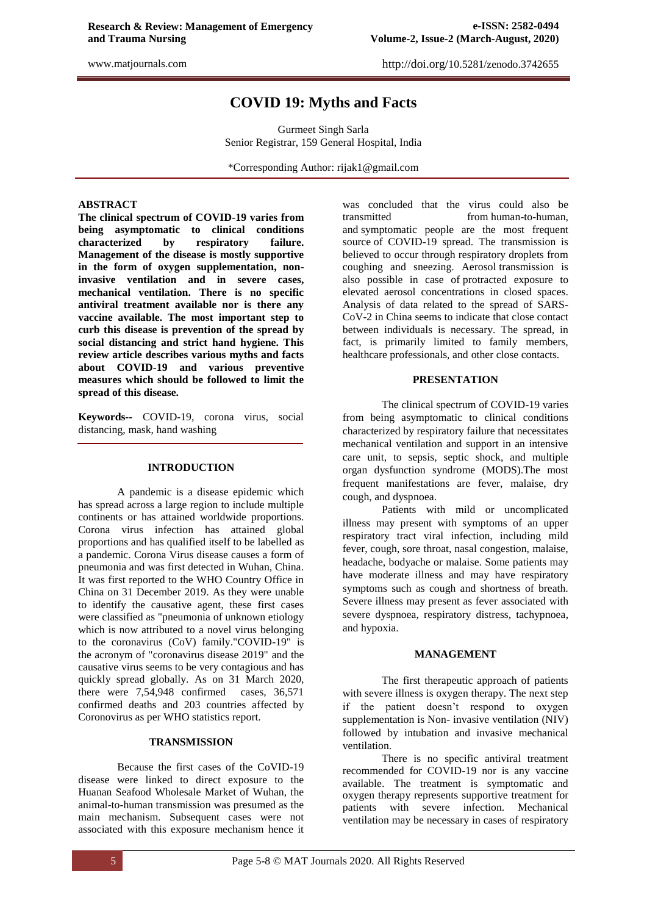# COVID 19: Myths and Facts

Gurmeet Singh Sarla
Senior Registrar, 159 General Hospital, India

*Corresponding Author: rijak1@gmail.com

## ABSTRACT

**The clinical spectrum of COVID-19 varies from being asymptomatic to clinical conditions characterized by respiratory failure. Management of the disease is mostly supportive in the form of oxygen supplementation, non-invasive ventilation and in severe cases, mechanical ventilation. There is no specific antiviral treatment available nor is there any vaccine available. The most important step to curb this disease is prevention of the spread by social distancing and strict hand hygiene. This review article describes various myths and facts about COVID-19 and various preventive measures which should be followed to limit the spread of this disease.**

**Keywords--** COVID-19, corona virus, social distancing, mask, hand washing

## INTRODUCTION

A pandemic is a disease epidemic which has spread across a large region to include multiple continents or has attained worldwide proportions. Corona virus infection has attained global proportions and has qualified itself to be labelled as a pandemic. Corona Virus disease causes a form of pneumonia and was first detected in Wuhan, China. It was first reported to the WHO Country Office in China on 31 December 2019. As they were unable to identify the causative agent, these first cases were classified as "pneumonia of unknown etiology which is now attributed to a novel virus belonging to the coronavirus (CoV) family."COVID-19" is the acronym of "coronavirus disease 2019" and the causative virus seems to be very contagious and has quickly spread globally. As on 31 March 2020, there were 7,54,948 confirmed cases, 36,571 confirmed deaths and 203 countries affected by Coronovirus as per WHO statistics report.

## TRANSMISSION

Because the first cases of the CoVID-19 disease were linked to direct exposure to the Huanan Seafood Wholesale Market of Wuhan, the animal-to-human transmission was presumed as the main mechanism. Subsequent cases were not associated with this exposure mechanism hence it was concluded that the virus could also be transmitted from human-to-human, and symptomatic people are the most frequent source of COVID-19 spread. The transmission is believed to occur through respiratory droplets from coughing and sneezing. Aerosol transmission is also possible in case of protracted exposure to elevated aerosol concentrations in closed spaces. Analysis of data related to the spread of SARS-CoV-2 in China seems to indicate that close contact between individuals is necessary. The spread, in fact, is primarily limited to family members, healthcare professionals, and other close contacts.

## PRESENTATION

The clinical spectrum of COVID-19 varies from being asymptomatic to clinical conditions characterized by respiratory failure that necessitates mechanical ventilation and support in an intensive care unit, to sepsis, septic shock, and multiple organ dysfunction syndrome (MODS).The most frequent manifestations are fever, malaise, dry cough, and dyspnoea.

Patients with mild or uncomplicated illness may present with symptoms of an upper respiratory tract viral infection, including mild fever, cough, sore throat, nasal congestion, malaise, headache, bodyache or malaise. Some patients may have moderate illness and may have respiratory symptoms such as cough and shortness of breath. Severe illness may present as fever associated with severe dyspnoea, respiratory distress, tachypnoea, and hypoxia.

## MANAGEMENT

The first therapeutic approach of patients with severe illness is oxygen therapy. The next step if the patient doesn't respond to oxygen supplementation is Non- invasive ventilation (NIV) followed by intubation and invasive mechanical ventilation.

There is no specific antiviral treatment recommended for COVID-19 nor is any vaccine available. The treatment is symptomatic and oxygen therapy represents supportive treatment for patients with severe infection. Mechanical ventilation may be necessary in cases of respiratory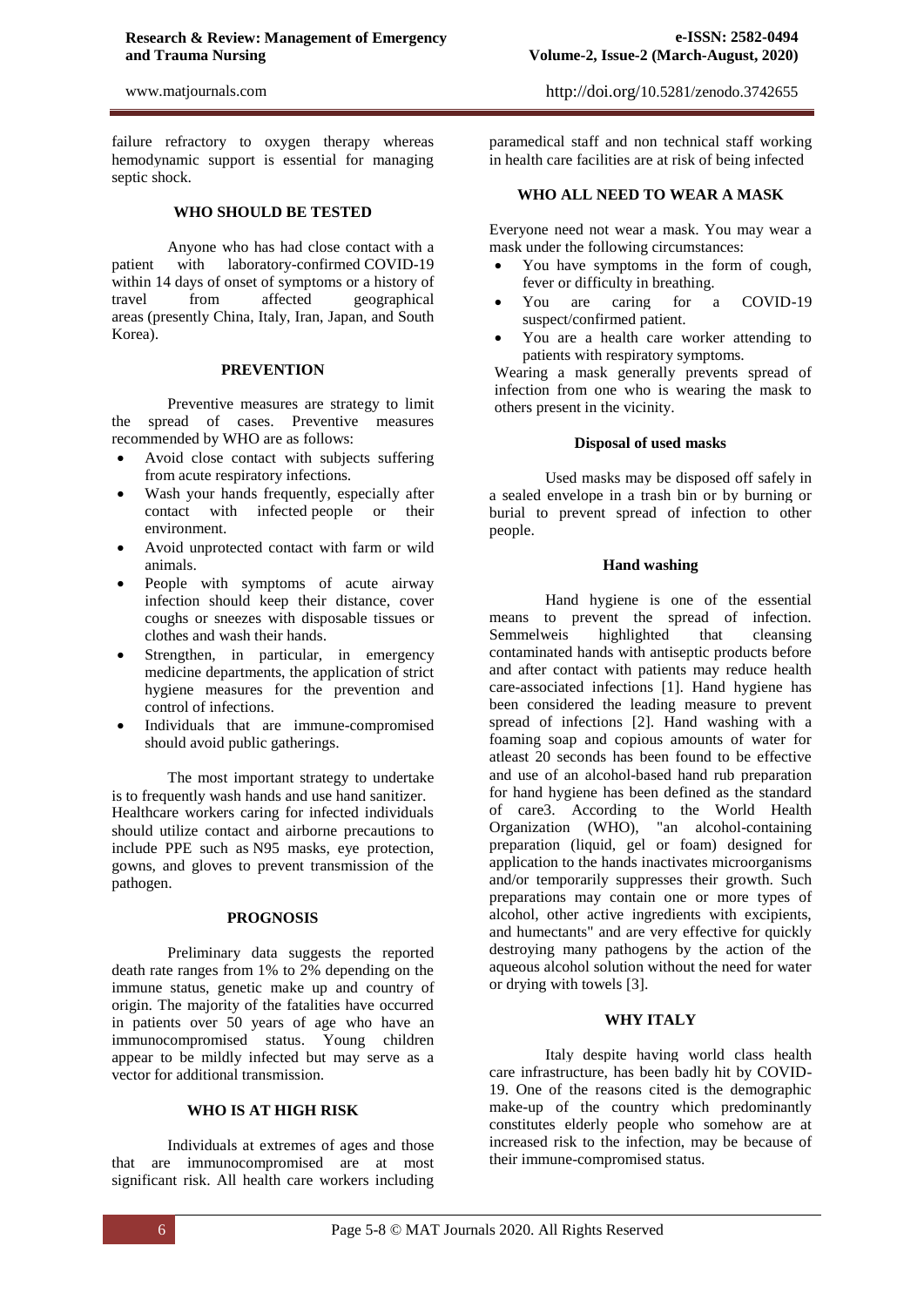failure refractory to oxygen therapy whereas hemodynamic support is essential for managing septic shock.

## WHO SHOULD BE TESTED

Anyone who has had close contact with a patient with laboratory-confirmed COVID-19 within 14 days of onset of symptoms or a history of travel from affected geographical areas (presently China, Italy, Iran, Japan, and South Korea).

## PREVENTION

Preventive measures are strategy to limit the spread of cases. Preventive measures recommended by WHO are as follows:

- Avoid close contact with subjects suffering from acute respiratory infections.
- Wash your hands frequently, especially after contact with infected people or their environment.
- Avoid unprotected contact with farm or wild animals.
- People with symptoms of acute airway infection should keep their distance, cover coughs or sneezes with disposable tissues or clothes and wash their hands.
- Strengthen, in particular, in emergency medicine departments, the application of strict hygiene measures for the prevention and control of infections.
- Individuals that are immune-compromised should avoid public gatherings.

The most important strategy to undertake is to frequently wash hands and use hand sanitizer. Healthcare workers caring for infected individuals should utilize contact and airborne precautions to include PPE such as N95 masks, eye protection, gowns, and gloves to prevent transmission of the pathogen.

## PROGNOSIS

Preliminary data suggests the reported death rate ranges from 1% to 2% depending on the immune status, genetic make up and country of origin. The majority of the fatalities have occurred in patients over 50 years of age who have an immunocompromised status. Young children appear to be mildly infected but may serve as a vector for additional transmission.

## WHO IS AT HIGH RISK

Individuals at extremes of ages and those that are immunocompromised are at most significant risk. All health care workers including paramedical staff and non technical staff working in health care facilities are at risk of being infected

## WHO ALL NEED TO WEAR A MASK

Everyone need not wear a mask. You may wear a mask under the following circumstances:

- You have symptoms in the form of cough, fever or difficulty in breathing.
- You are caring for a COVID-19 suspect/confirmed patient.
- You are a health care worker attending to patients with respiratory symptoms.

Wearing a mask generally prevents spread of infection from one who is wearing the mask to others present in the vicinity.

### Disposal of used masks

Used masks may be disposed off safely in a sealed envelope in a trash bin or by burning or burial to prevent spread of infection to other people.

### Hand washing

Hand hygiene is one of the essential means to prevent the spread of infection. Semmelweis highlighted that cleansing contaminated hands with antiseptic products before and after contact with patients may reduce health care-associated infections [1]. Hand hygiene has been considered the leading measure to prevent spread of infections [2]. Hand washing with a foaming soap and copious amounts of water for atleast 20 seconds has been found to be effective and use of an alcohol-based hand rub preparation for hand hygiene has been defined as the standard of care3. According to the World Health Organization (WHO), "an alcohol-containing preparation (liquid, gel or foam) designed for application to the hands inactivates microorganisms and/or temporarily suppresses their growth. Such preparations may contain one or more types of alcohol, other active ingredients with excipients, and humectants" and are very effective for quickly destroying many pathogens by the action of the aqueous alcohol solution without the need for water or drying with towels [3].

## WHY ITALY

Italy despite having world class health care infrastructure, has been badly hit by COVID-19. One of the reasons cited is the demographic make-up of the country which predominantly constitutes elderly people who somehow are at increased risk to the infection, may be because of their immune-compromised status.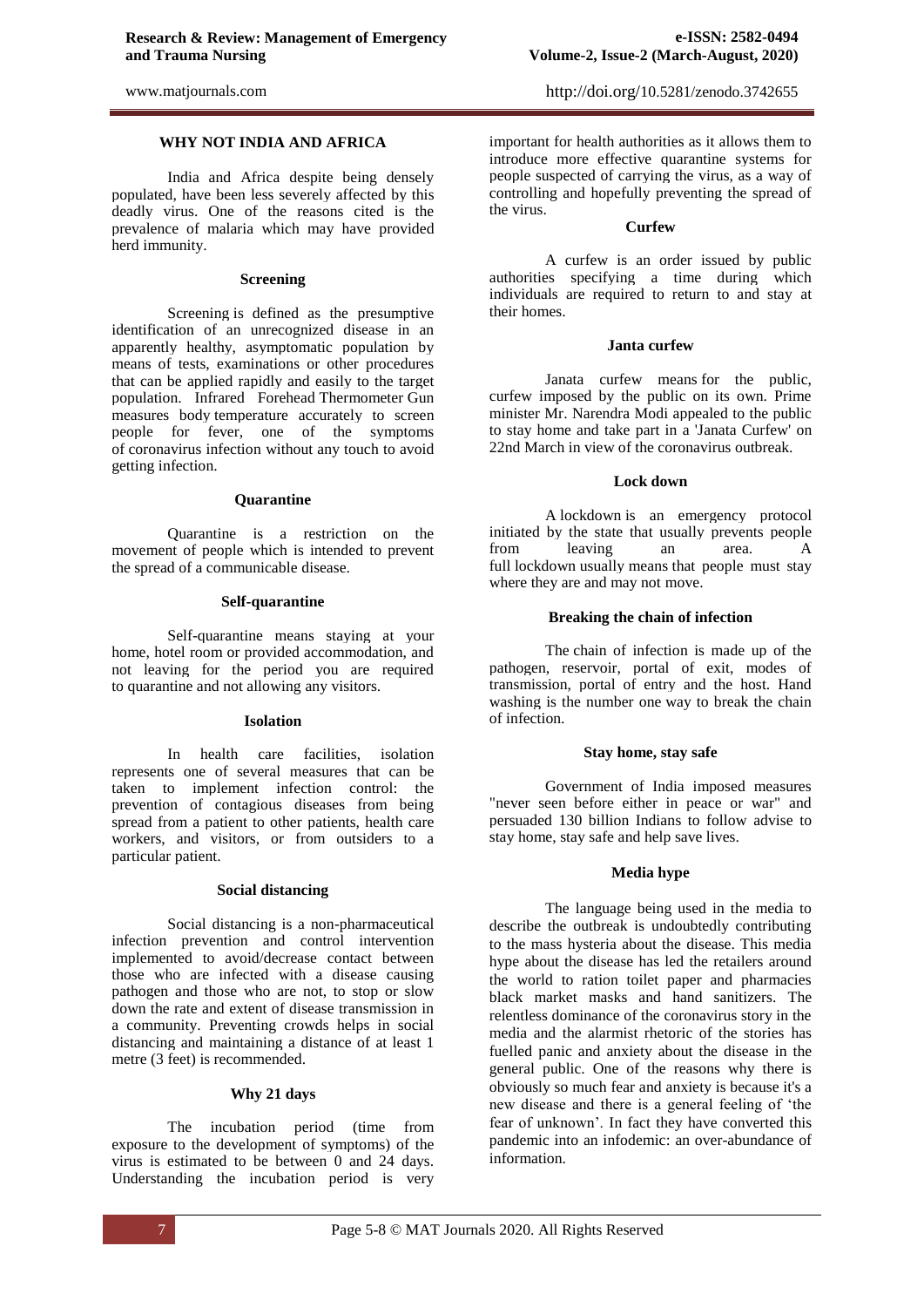## WHY NOT INDIA AND AFRICA

India and Africa despite being densely populated, have been less severely affected by this deadly virus. One of the reasons cited is the prevalence of malaria which may have provided herd immunity.

### Screening

Screening is defined as the presumptive identification of an unrecognized disease in an apparently healthy, asymptomatic population by means of tests, examinations or other procedures that can be applied rapidly and easily to the target population. Infrared Forehead Thermometer Gun measures body temperature accurately to screen people for fever, one of the symptoms of coronavirus infection without any touch to avoid getting infection.

### Quarantine

Quarantine is a restriction on the movement of people which is intended to prevent the spread of a communicable disease.

### Self-quarantine

Self-quarantine means staying at your home, hotel room or provided accommodation, and not leaving for the period you are required to quarantine and not allowing any visitors.

### Isolation

In health care facilities, isolation represents one of several measures that can be taken to implement infection control: the prevention of contagious diseases from being spread from a patient to other patients, health care workers, and visitors, or from outsiders to a particular patient.

### Social distancing

Social distancing is a non-pharmaceutical infection prevention and control intervention implemented to avoid/decrease contact between those who are infected with a disease causing pathogen and those who are not, to stop or slow down the rate and extent of disease transmission in a community. Preventing crowds helps in social distancing and maintaining a distance of at least 1 metre (3 feet) is recommended.

### Why 21 days

The incubation period (time from exposure to the development of symptoms) of the virus is estimated to be between 0 and 24 days. Understanding the incubation period is very important for health authorities as it allows them to introduce more effective quarantine systems for people suspected of carrying the virus, as a way of controlling and hopefully preventing the spread of the virus.

### Curfew

A curfew is an order issued by public authorities specifying a time during which individuals are required to return to and stay at their homes.

### Janta curfew

Janata curfew means for the public, curfew imposed by the public on its own. Prime minister Mr. Narendra Modi appealed to the public to stay home and take part in a 'Janata Curfew' on 22nd March in view of the coronavirus outbreak.

### Lock down

A lockdown is an emergency protocol initiated by the state that usually prevents people from leaving an area. A full lockdown usually means that people must stay where they are and may not move.

### Breaking the chain of infection

The chain of infection is made up of the pathogen, reservoir, portal of exit, modes of transmission, portal of entry and the host. Hand washing is the number one way to break the chain of infection.

### Stay home, stay safe

Government of India imposed measures "never seen before either in peace or war" and persuaded 130 billion Indians to follow advise to stay home, stay safe and help save lives.

### Media hype

The language being used in the media to describe the outbreak is undoubtedly contributing to the mass hysteria about the disease. This media hype about the disease has led the retailers around the world to ration toilet paper and pharmacies black market masks and hand sanitizers. The relentless dominance of the coronavirus story in the media and the alarmist rhetoric of the stories has fuelled panic and anxiety about the disease in the general public. One of the reasons why there is obviously so much fear and anxiety is because it's a new disease and there is a general feeling of 'the fear of unknown'. In fact they have converted this pandemic into an infodemic: an over-abundance of information.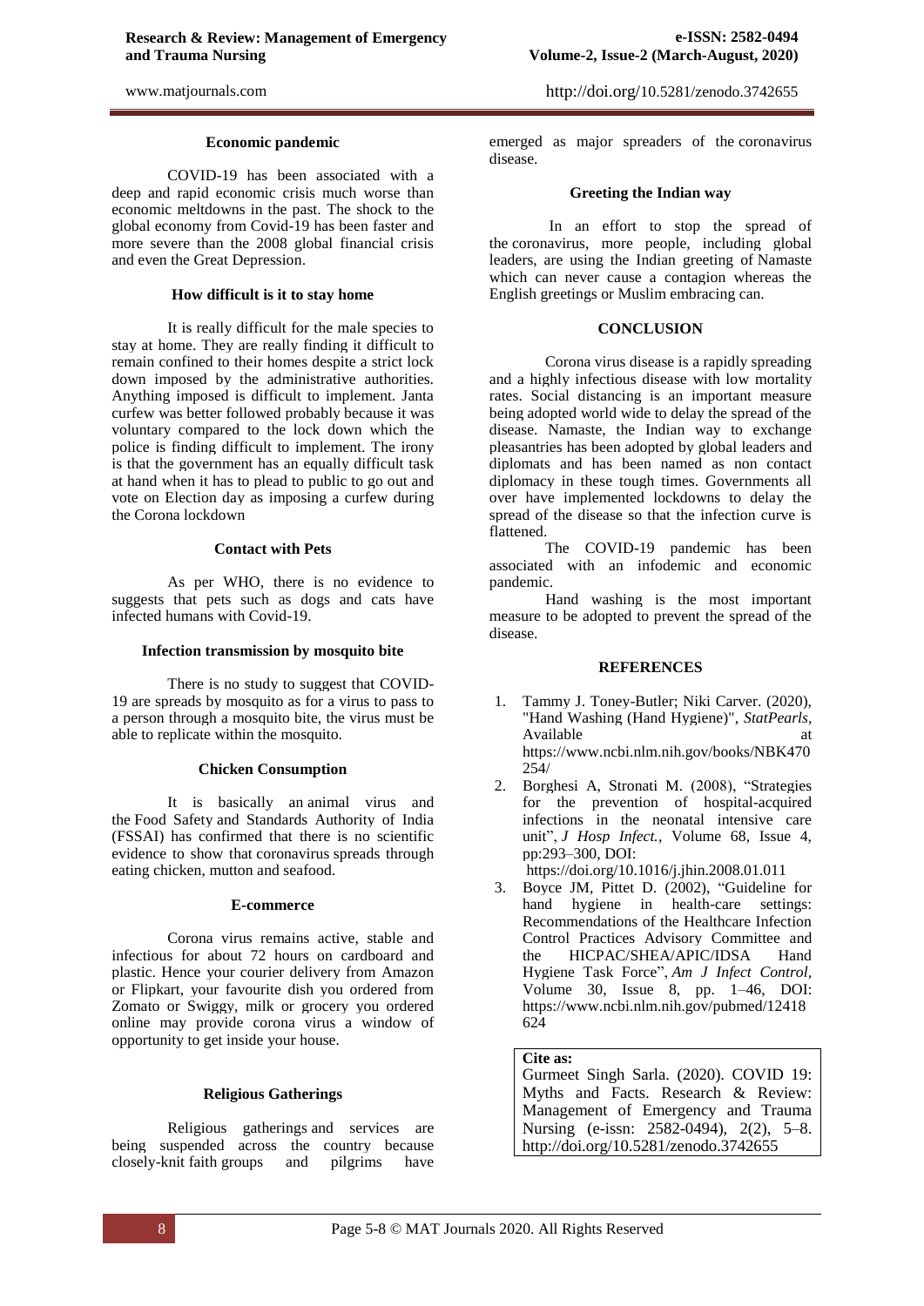### Economic pandemic

COVID-19 has been associated with a deep and rapid economic crisis much worse than economic meltdowns in the past. The shock to the global economy from Covid-19 has been faster and more severe than the 2008 global financial crisis and even the Great Depression.

### How difficult is it to stay home

It is really difficult for the male species to stay at home. They are really finding it difficult to remain confined to their homes despite a strict lock down imposed by the administrative authorities. Anything imposed is difficult to implement. Janta curfew was better followed probably because it was voluntary compared to the lock down which the police is finding difficult to implement. The irony is that the government has an equally difficult task at hand when it has to plead to public to go out and vote on Election day as imposing a curfew during the Corona lockdown

### Contact with Pets

As per WHO, there is no evidence to suggests that pets such as dogs and cats have infected humans with Covid-19.

### Infection transmission by mosquito bite

There is no study to suggest that COVID-19 are spreads by mosquito as for a virus to pass to a person through a mosquito bite, the virus must be able to replicate within the mosquito.

### Chicken Consumption

It is basically an animal virus and the Food Safety and Standards Authority of India (FSSAI) has confirmed that there is no scientific evidence to show that coronavirus spreads through eating chicken, mutton and seafood.

### E-commerce

Corona virus remains active, stable and infectious for about 72 hours on cardboard and plastic. Hence your courier delivery from Amazon or Flipkart, your favourite dish you ordered from Zomato or Swiggy, milk or grocery you ordered online may provide corona virus a window of opportunity to get inside your house.

### Religious Gatherings

Religious gatherings and services are being suspended across the country because closely-knit faith groups and pilgrims have emerged as major spreaders of the coronavirus disease.

### Greeting the Indian way

In an effort to stop the spread of the coronavirus, more people, including global leaders, are using the Indian greeting of Namaste which can never cause a contagion whereas the English greetings or Muslim embracing can.

## CONCLUSION

Corona virus disease is a rapidly spreading and a highly infectious disease with low mortality rates. Social distancing is an important measure being adopted world wide to delay the spread of the disease. Namaste, the Indian way to exchange pleasantries has been adopted by global leaders and diplomats and has been named as non contact diplomacy in these tough times. Governments all over have implemented lockdowns to delay the spread of the disease so that the infection curve is flattened.

The COVID-19 pandemic has been associated with an infodemic and economic pandemic.

Hand washing is the most important measure to be adopted to prevent the spread of the disease.

## REFERENCES

1. Tammy J. Toney-Butler; Niki Carver. (2020), "Hand Washing (Hand Hygiene)", *StatPearls*, Available at https://www.ncbi.nlm.nih.gov/books/NBK470254/
2. Borghesi A, Stronati M. (2008), "Strategies for the prevention of hospital-acquired infections in the neonatal intensive care unit", *J Hosp Infect.*, Volume 68, Issue 4, pp:293–300, DOI: https://doi.org/10.1016/j.jhin.2008.01.011
3. Boyce JM, Pittet D. (2002), "Guideline for hand hygiene in health-care settings: Recommendations of the Healthcare Infection Control Practices Advisory Committee and the HICPAC/SHEA/APIC/IDSA Hand Hygiene Task Force", *Am J Infect Control*, Volume 30, Issue 8, pp. 1–46, DOI: https://www.ncbi.nlm.nih.gov/pubmed/12418624

**Cite as:**
Gurmeet Singh Sarla. (2020). COVID 19: Myths and Facts. Research & Review: Management of Emergency and Trauma Nursing (e-issn: 2582-0494), 2(2), 5–8. http://doi.org/10.5281/zenodo.3742655